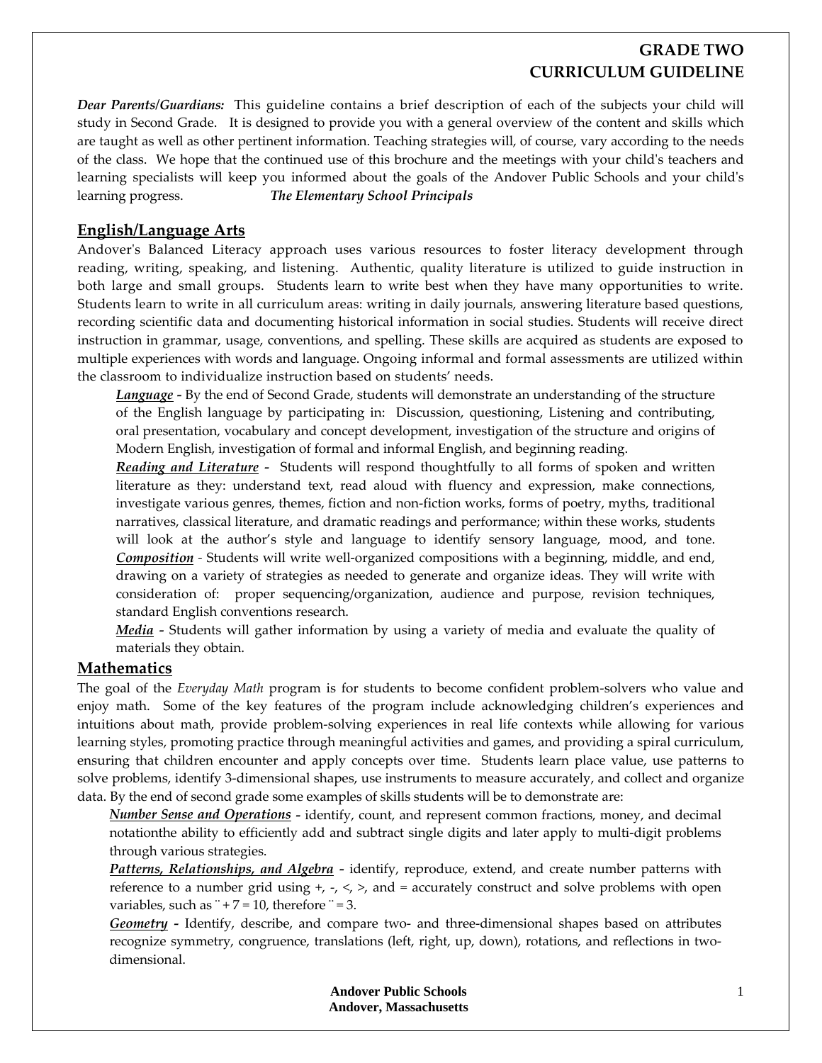# GRADE TWO
# CURRICULUM GUIDELINE

***Dear Parents/Guardians:*** This guideline contains a brief description of each of the subjects your child will study in Second Grade. It is designed to provide you with a general overview of the content and skills which are taught as well as other pertinent information. Teaching strategies will, of course, vary according to the needs of the class. We hope that the continued use of this brochure and the meetings with your child's teachers and learning specialists will keep you informed about the goals of the Andover Public Schools and your child's learning progress. ***The Elementary School Principals***

## English/Language Arts

Andover's Balanced Literacy approach uses various resources to foster literacy development through reading, writing, speaking, and listening. Authentic, quality literature is utilized to guide instruction in both large and small groups. Students learn to write best when they have many opportunities to write. Students learn to write in all curriculum areas: writing in daily journals, answering literature based questions, recording scientific data and documenting historical information in social studies. Students will receive direct instruction in grammar, usage, conventions, and spelling. These skills are acquired as students are exposed to multiple experiences with words and language. Ongoing informal and formal assessments are utilized within the classroom to individualize instruction based on students' needs.

***Language*** **-** By the end of Second Grade, students will demonstrate an understanding of the structure of the English language by participating in: Discussion, questioning, Listening and contributing, oral presentation, vocabulary and concept development, investigation of the structure and origins of Modern English, investigation of formal and informal English, and beginning reading.

***Reading and Literature*** **-** Students will respond thoughtfully to all forms of spoken and written literature as they: understand text, read aloud with fluency and expression, make connections, investigate various genres, themes, fiction and non-fiction works, forms of poetry, myths, traditional narratives, classical literature, and dramatic readings and performance; within these works, students will look at the author's style and language to identify sensory language, mood, and tone.

***Composition*** - Students will write well-organized compositions with a beginning, middle, and end, drawing on a variety of strategies as needed to generate and organize ideas. They will write with consideration of: proper sequencing/organization, audience and purpose, revision techniques, standard English conventions research.

***Media*** **-** Students will gather information by using a variety of media and evaluate the quality of materials they obtain.

## Mathematics

The goal of the *Everyday Math* program is for students to become confident problem-solvers who value and enjoy math. Some of the key features of the program include acknowledging children's experiences and intuitions about math, provide problem-solving experiences in real life contexts while allowing for various learning styles, promoting practice through meaningful activities and games, and providing a spiral curriculum, ensuring that children encounter and apply concepts over time. Students learn place value, use patterns to solve problems, identify 3-dimensional shapes, use instruments to measure accurately, and collect and organize data. By the end of second grade some examples of skills students will be to demonstrate are:

***Number Sense and Operations*** **-** identify, count, and represent common fractions, money, and decimal notationthe ability to efficiently add and subtract single digits and later apply to multi-digit problems through various strategies.

***Patterns, Relationships, and Algebra*** **-** identify, reproduce, extend, and create number patterns with reference to a number grid using +, -, <, >, and = accurately construct and solve problems with open variables, such as ¨ + 7 = 10, therefore ¨ = 3.

***Geometry*** **-** Identify, describe, and compare two- and three-dimensional shapes based on attributes recognize symmetry, congruence, translations (left, right, up, down), rotations, and reflections in two-dimensional.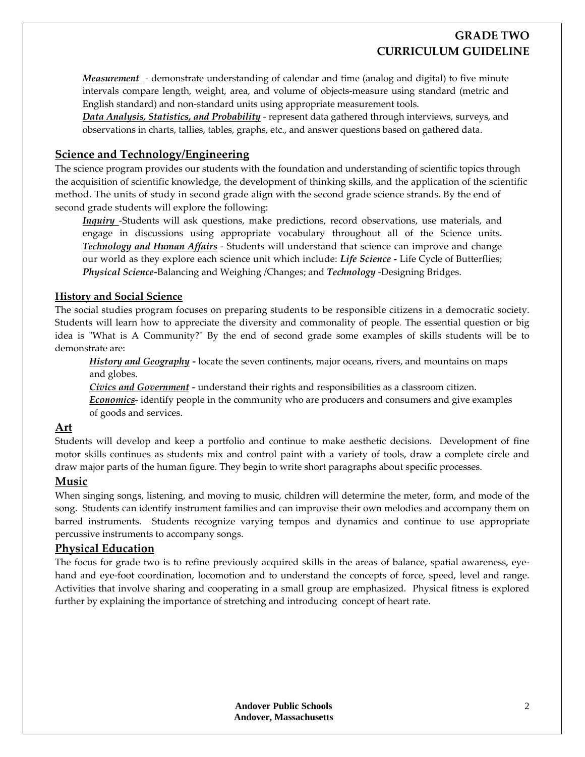***Measurement*** - demonstrate understanding of calendar and time (analog and digital) to five minute intervals compare length, weight, area, and volume of objects-measure using standard (metric and English standard) and non-standard units using appropriate measurement tools.

***Data Analysis, Statistics, and Probability*** - represent data gathered through interviews, surveys, and observations in charts, tallies, tables, graphs, etc., and answer questions based on gathered data.

## Science and Technology/Engineering

The science program provides our students with the foundation and understanding of scientific topics through the acquisition of scientific knowledge, the development of thinking skills, and the application of the scientific method. The units of study in second grade align with the second grade science strands. By the end of second grade students will explore the following:

***Inquiry*** -Students will ask questions, make predictions, record observations, use materials, and engage in discussions using appropriate vocabulary throughout all of the Science units.

***Technology and Human Affairs*** - Students will understand that science can improve and change our world as they explore each science unit which include: ***Life Science -*** Life Cycle of Butterflies; ***Physical Science-***Balancing and Weighing /Changes; and ***Technology*** -Designing Bridges.

### History and Social Science

The social studies program focuses on preparing students to be responsible citizens in a democratic society. Students will learn how to appreciate the diversity and commonality of people. The essential question or big idea is "What is A Community?" By the end of second grade some examples of skills students will be to demonstrate are:

***History and Geography*** **-** locate the seven continents, major oceans, rivers, and mountains on maps and globes.

***Civics and Government*** **-** understand their rights and responsibilities as a classroom citizen.

***Economics***- identify people in the community who are producers and consumers and give examples of goods and services.

## Art

Students will develop and keep a portfolio and continue to make aesthetic decisions. Development of fine motor skills continues as students mix and control paint with a variety of tools, draw a complete circle and draw major parts of the human figure. They begin to write short paragraphs about specific processes.

## Music

When singing songs, listening, and moving to music, children will determine the meter, form, and mode of the song. Students can identify instrument families and can improvise their own melodies and accompany them on barred instruments. Students recognize varying tempos and dynamics and continue to use appropriate percussive instruments to accompany songs.

## Physical Education

The focus for grade two is to refine previously acquired skills in the areas of balance, spatial awareness, eye-hand and eye-foot coordination, locomotion and to understand the concepts of force, speed, level and range. Activities that involve sharing and cooperating in a small group are emphasized. Physical fitness is explored further by explaining the importance of stretching and introducing concept of heart rate.